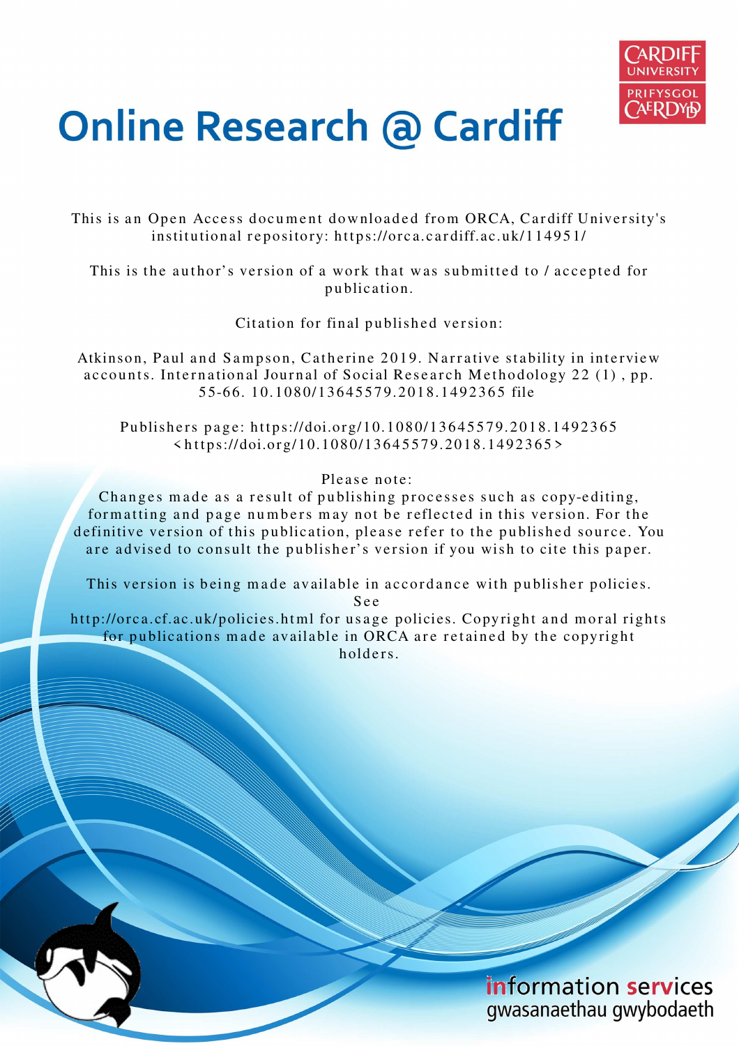# Online Research @ Cardiff

This is an Open Access document downloaded from ORCA, Cardiff University's institutional repository: https://orca.cardiff.ac.uk/114951/

This is the author's version of a work that was submitted to / accepted for publication.

Citation for final published version:

Atkinson, Paul and Sampson, Catherine 2019. Narrative stability in interview accounts. International Journal of Social Research Methodology 22 (1) , pp. 55-66. 10.1080/13645579.2018.1492365 file

Publishers page: https://doi.org/10.1080/13645579.2018.1492365 <https://doi.org/10.1080/13645579.2018.1492365>

Please note:
Changes made as a result of publishing processes such as copy-editing, formatting and page numbers may not be reflected in this version. For the definitive version of this publication, please refer to the published source. You are advised to consult the publisher's version if you wish to cite this paper.

This version is being made available in accordance with publisher policies. See
http://orca.cf.ac.uk/policies.html for usage policies. Copyright and moral rights for publications made available in ORCA are retained by the copyright holders.

information services
gwasanaethau gwybodaeth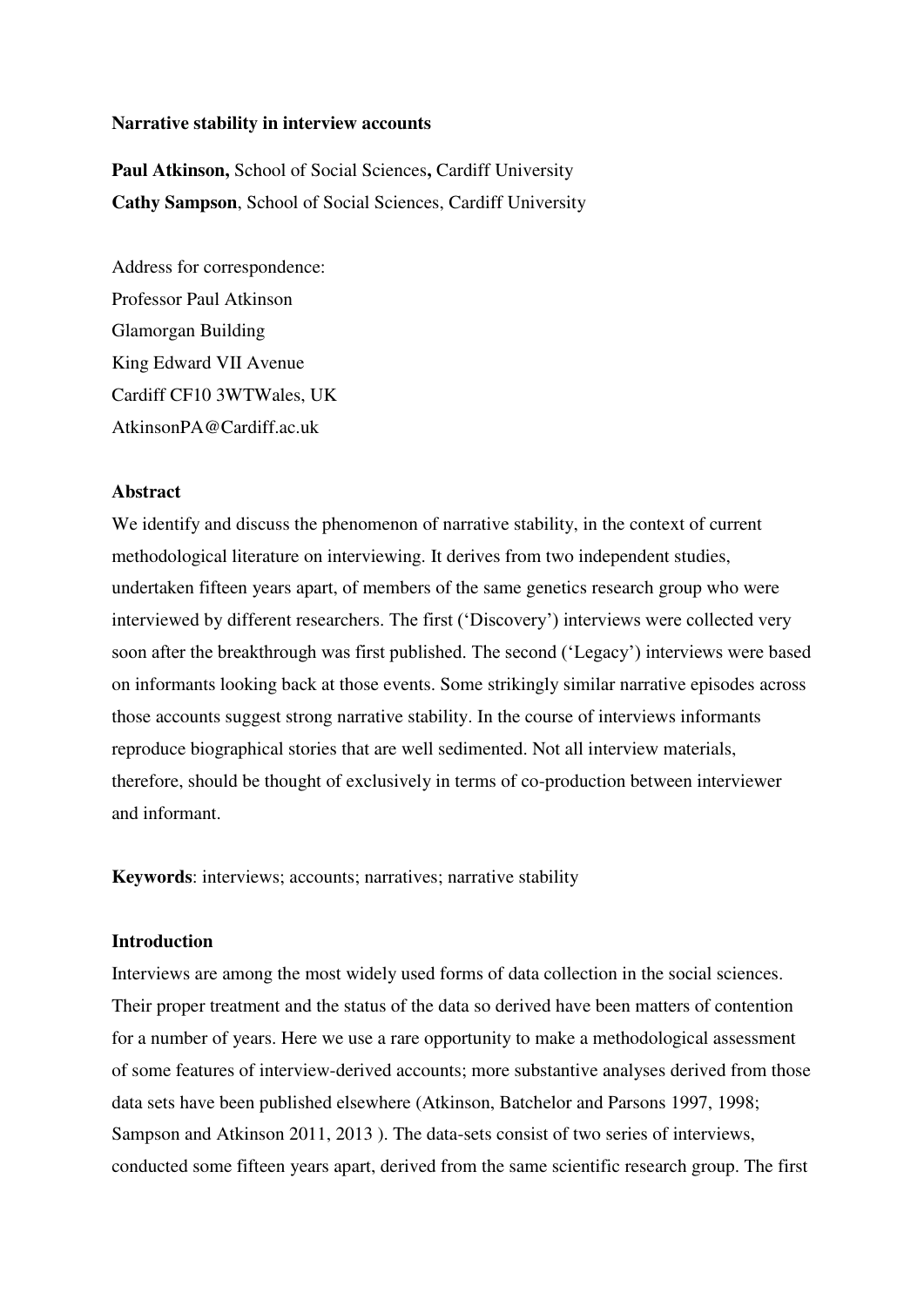**Narrative stability in interview accounts**

**Paul Atkinson,** School of Social Sciences**,** Cardiff University
**Cathy Sampson**, School of Social Sciences, Cardiff University

Address for correspondence:
Professor Paul Atkinson
Glamorgan Building
King Edward VII Avenue
Cardiff CF10 3WTWales, UK
AtkinsonPA@Cardiff.ac.uk

**Abstract**

We identify and discuss the phenomenon of narrative stability, in the context of current methodological literature on interviewing. It derives from two independent studies, undertaken fifteen years apart, of members of the same genetics research group who were interviewed by different researchers. The first ('Discovery') interviews were collected very soon after the breakthrough was first published. The second ('Legacy') interviews were based on informants looking back at those events. Some strikingly similar narrative episodes across those accounts suggest strong narrative stability. In the course of interviews informants reproduce biographical stories that are well sedimented. Not all interview materials, therefore, should be thought of exclusively in terms of co-production between interviewer and informant.

**Keywords**: interviews; accounts; narratives; narrative stability

**Introduction**

Interviews are among the most widely used forms of data collection in the social sciences. Their proper treatment and the status of the data so derived have been matters of contention for a number of years. Here we use a rare opportunity to make a methodological assessment of some features of interview-derived accounts; more substantive analyses derived from those data sets have been published elsewhere (Atkinson, Batchelor and Parsons 1997, 1998; Sampson and Atkinson 2011, 2013 ). The data-sets consist of two series of interviews, conducted some fifteen years apart, derived from the same scientific research group. The first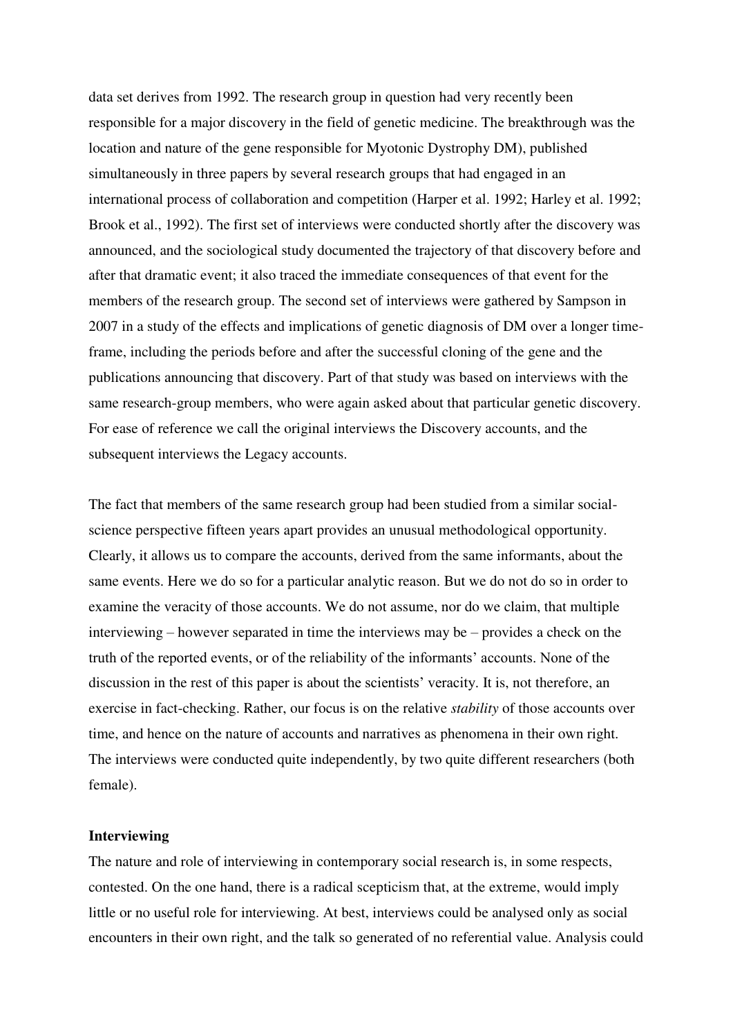data set derives from 1992. The research group in question had very recently been responsible for a major discovery in the field of genetic medicine. The breakthrough was the location and nature of the gene responsible for Myotonic Dystrophy DM), published simultaneously in three papers by several research groups that had engaged in an international process of collaboration and competition (Harper et al. 1992; Harley et al. 1992; Brook et al., 1992). The first set of interviews were conducted shortly after the discovery was announced, and the sociological study documented the trajectory of that discovery before and after that dramatic event; it also traced the immediate consequences of that event for the members of the research group. The second set of interviews were gathered by Sampson in 2007 in a study of the effects and implications of genetic diagnosis of DM over a longer time-frame, including the periods before and after the successful cloning of the gene and the publications announcing that discovery. Part of that study was based on interviews with the same research-group members, who were again asked about that particular genetic discovery. For ease of reference we call the original interviews the Discovery accounts, and the subsequent interviews the Legacy accounts.

The fact that members of the same research group had been studied from a similar social-science perspective fifteen years apart provides an unusual methodological opportunity. Clearly, it allows us to compare the accounts, derived from the same informants, about the same events. Here we do so for a particular analytic reason. But we do not do so in order to examine the veracity of those accounts. We do not assume, nor do we claim, that multiple interviewing – however separated in time the interviews may be – provides a check on the truth of the reported events, or of the reliability of the informants' accounts. None of the discussion in the rest of this paper is about the scientists' veracity. It is, not therefore, an exercise in fact-checking. Rather, our focus is on the relative *stability* of those accounts over time, and hence on the nature of accounts and narratives as phenomena in their own right. The interviews were conducted quite independently, by two quite different researchers (both female).

**Interviewing**

The nature and role of interviewing in contemporary social research is, in some respects, contested. On the one hand, there is a radical scepticism that, at the extreme, would imply little or no useful role for interviewing. At best, interviews could be analysed only as social encounters in their own right, and the talk so generated of no referential value. Analysis could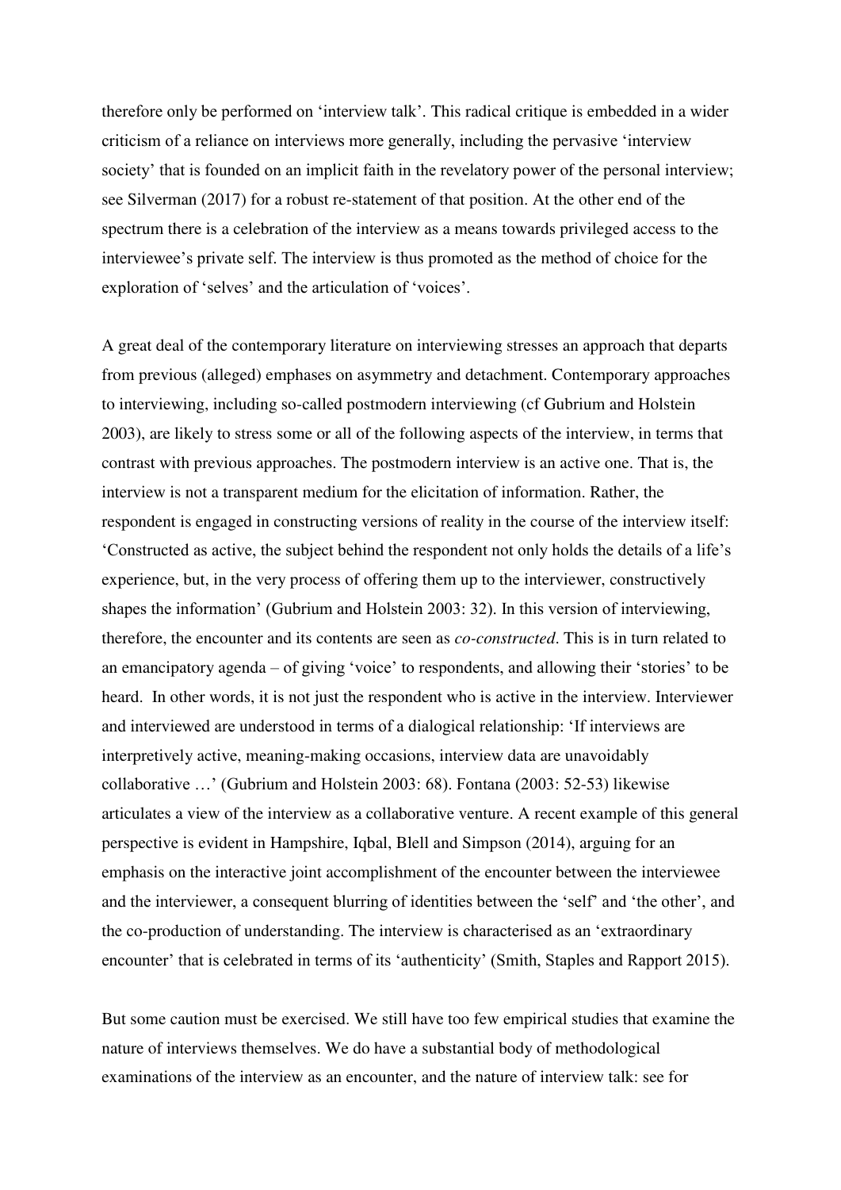therefore only be performed on 'interview talk'. This radical critique is embedded in a wider criticism of a reliance on interviews more generally, including the pervasive 'interview society' that is founded on an implicit faith in the revelatory power of the personal interview; see Silverman (2017) for a robust re-statement of that position. At the other end of the spectrum there is a celebration of the interview as a means towards privileged access to the interviewee's private self. The interview is thus promoted as the method of choice for the exploration of 'selves' and the articulation of 'voices'.

A great deal of the contemporary literature on interviewing stresses an approach that departs from previous (alleged) emphases on asymmetry and detachment. Contemporary approaches to interviewing, including so-called postmodern interviewing (cf Gubrium and Holstein 2003), are likely to stress some or all of the following aspects of the interview, in terms that contrast with previous approaches. The postmodern interview is an active one. That is, the interview is not a transparent medium for the elicitation of information. Rather, the respondent is engaged in constructing versions of reality in the course of the interview itself: 'Constructed as active, the subject behind the respondent not only holds the details of a life's experience, but, in the very process of offering them up to the interviewer, constructively shapes the information' (Gubrium and Holstein 2003: 32). In this version of interviewing, therefore, the encounter and its contents are seen as *co-constructed*. This is in turn related to an emancipatory agenda – of giving 'voice' to respondents, and allowing their 'stories' to be heard. In other words, it is not just the respondent who is active in the interview. Interviewer and interviewed are understood in terms of a dialogical relationship: 'If interviews are interpretively active, meaning-making occasions, interview data are unavoidably collaborative …' (Gubrium and Holstein 2003: 68). Fontana (2003: 52-53) likewise articulates a view of the interview as a collaborative venture. A recent example of this general perspective is evident in Hampshire, Iqbal, Blell and Simpson (2014), arguing for an emphasis on the interactive joint accomplishment of the encounter between the interviewee and the interviewer, a consequent blurring of identities between the 'self' and 'the other', and the co-production of understanding. The interview is characterised as an 'extraordinary encounter' that is celebrated in terms of its 'authenticity' (Smith, Staples and Rapport 2015).

But some caution must be exercised. We still have too few empirical studies that examine the nature of interviews themselves. We do have a substantial body of methodological examinations of the interview as an encounter, and the nature of interview talk: see for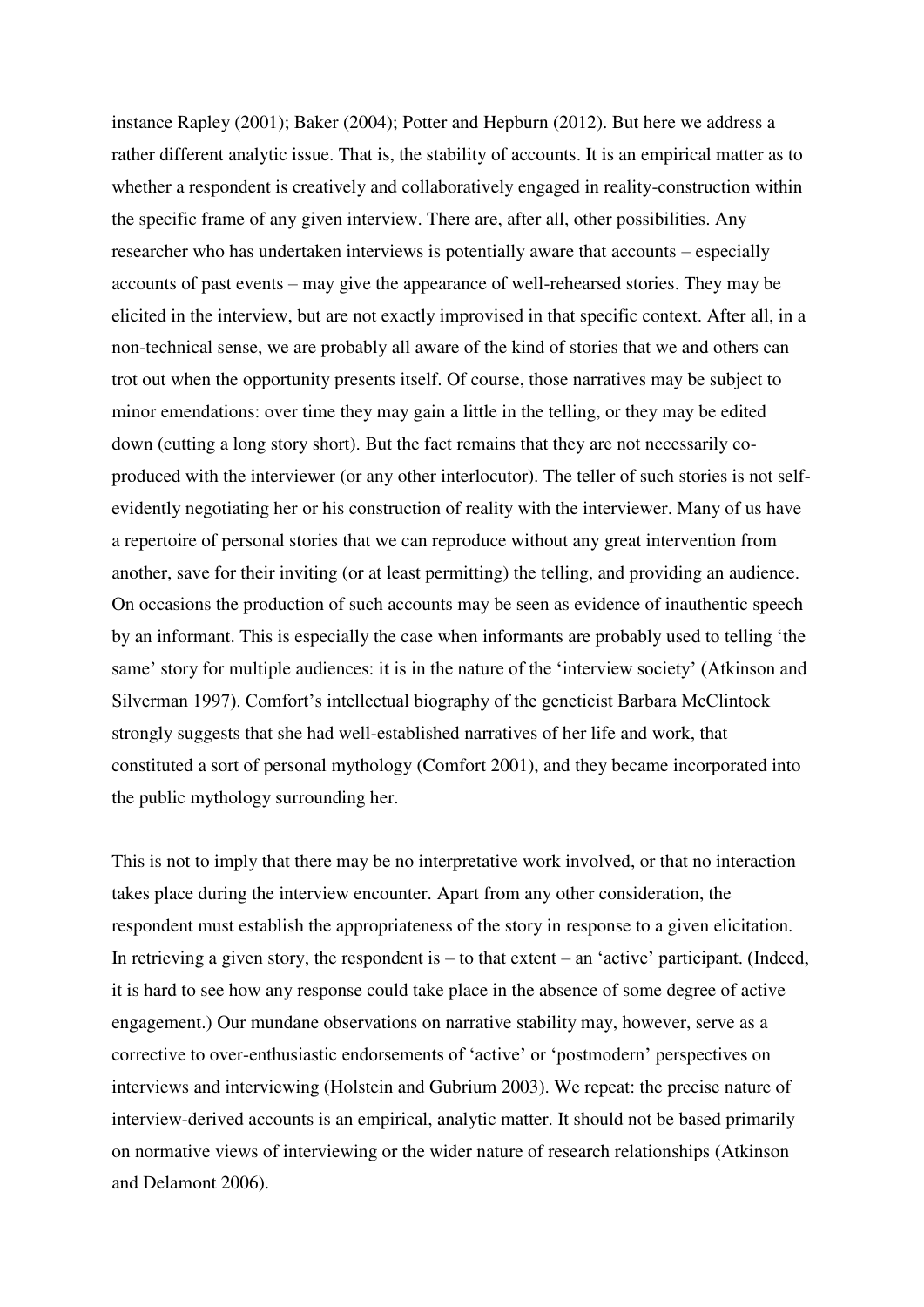instance Rapley (2001); Baker (2004); Potter and Hepburn (2012). But here we address a rather different analytic issue. That is, the stability of accounts. It is an empirical matter as to whether a respondent is creatively and collaboratively engaged in reality-construction within the specific frame of any given interview. There are, after all, other possibilities. Any researcher who has undertaken interviews is potentially aware that accounts – especially accounts of past events – may give the appearance of well-rehearsed stories. They may be elicited in the interview, but are not exactly improvised in that specific context. After all, in a non-technical sense, we are probably all aware of the kind of stories that we and others can trot out when the opportunity presents itself. Of course, those narratives may be subject to minor emendations: over time they may gain a little in the telling, or they may be edited down (cutting a long story short). But the fact remains that they are not necessarily co-produced with the interviewer (or any other interlocutor). The teller of such stories is not self-evidently negotiating her or his construction of reality with the interviewer. Many of us have a repertoire of personal stories that we can reproduce without any great intervention from another, save for their inviting (or at least permitting) the telling, and providing an audience. On occasions the production of such accounts may be seen as evidence of inauthentic speech by an informant. This is especially the case when informants are probably used to telling 'the same' story for multiple audiences: it is in the nature of the 'interview society' (Atkinson and Silverman 1997). Comfort's intellectual biography of the geneticist Barbara McClintock strongly suggests that she had well-established narratives of her life and work, that constituted a sort of personal mythology (Comfort 2001), and they became incorporated into the public mythology surrounding her.

This is not to imply that there may be no interpretative work involved, or that no interaction takes place during the interview encounter. Apart from any other consideration, the respondent must establish the appropriateness of the story in response to a given elicitation. In retrieving a given story, the respondent is – to that extent – an 'active' participant. (Indeed, it is hard to see how any response could take place in the absence of some degree of active engagement.) Our mundane observations on narrative stability may, however, serve as a corrective to over-enthusiastic endorsements of 'active' or 'postmodern' perspectives on interviews and interviewing (Holstein and Gubrium 2003). We repeat: the precise nature of interview-derived accounts is an empirical, analytic matter. It should not be based primarily on normative views of interviewing or the wider nature of research relationships (Atkinson and Delamont 2006).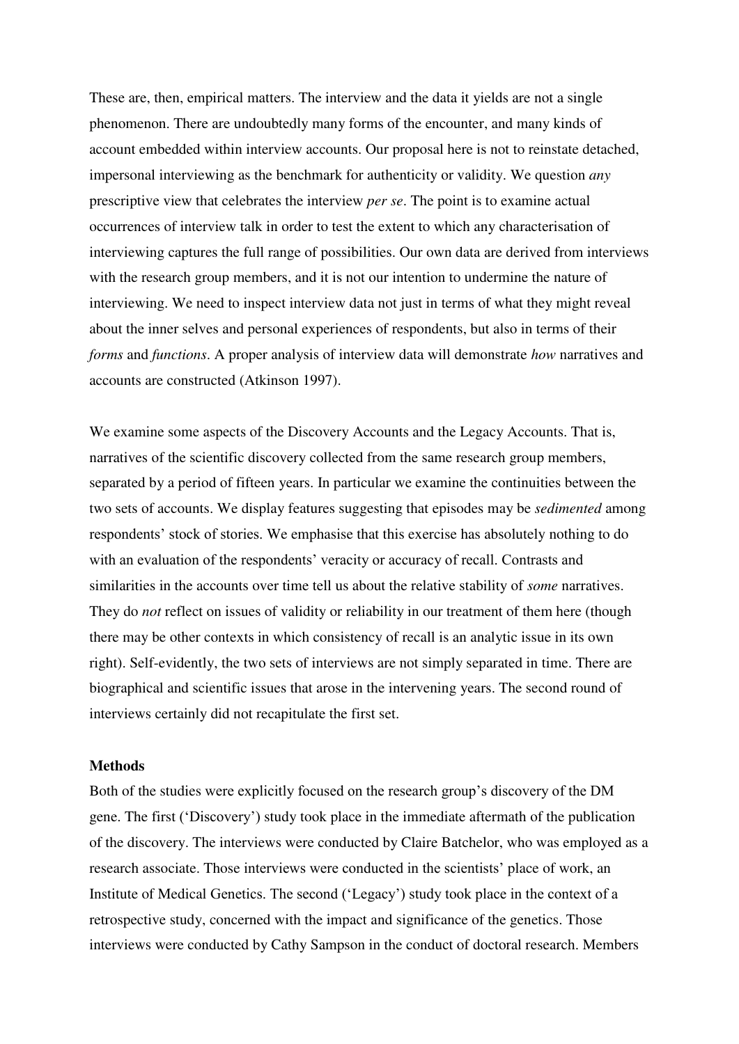These are, then, empirical matters. The interview and the data it yields are not a single phenomenon. There are undoubtedly many forms of the encounter, and many kinds of account embedded within interview accounts. Our proposal here is not to reinstate detached, impersonal interviewing as the benchmark for authenticity or validity. We question *any* prescriptive view that celebrates the interview *per se*. The point is to examine actual occurrences of interview talk in order to test the extent to which any characterisation of interviewing captures the full range of possibilities. Our own data are derived from interviews with the research group members, and it is not our intention to undermine the nature of interviewing. We need to inspect interview data not just in terms of what they might reveal about the inner selves and personal experiences of respondents, but also in terms of their *forms* and *functions*. A proper analysis of interview data will demonstrate *how* narratives and accounts are constructed (Atkinson 1997).

We examine some aspects of the Discovery Accounts and the Legacy Accounts. That is, narratives of the scientific discovery collected from the same research group members, separated by a period of fifteen years. In particular we examine the continuities between the two sets of accounts. We display features suggesting that episodes may be *sedimented* among respondents' stock of stories. We emphasise that this exercise has absolutely nothing to do with an evaluation of the respondents' veracity or accuracy of recall. Contrasts and similarities in the accounts over time tell us about the relative stability of *some* narratives. They do *not* reflect on issues of validity or reliability in our treatment of them here (though there may be other contexts in which consistency of recall is an analytic issue in its own right). Self-evidently, the two sets of interviews are not simply separated in time. There are biographical and scientific issues that arose in the intervening years. The second round of interviews certainly did not recapitulate the first set.

**Methods**

Both of the studies were explicitly focused on the research group's discovery of the DM gene. The first ('Discovery') study took place in the immediate aftermath of the publication of the discovery. The interviews were conducted by Claire Batchelor, who was employed as a research associate. Those interviews were conducted in the scientists' place of work, an Institute of Medical Genetics. The second ('Legacy') study took place in the context of a retrospective study, concerned with the impact and significance of the genetics. Those interviews were conducted by Cathy Sampson in the conduct of doctoral research. Members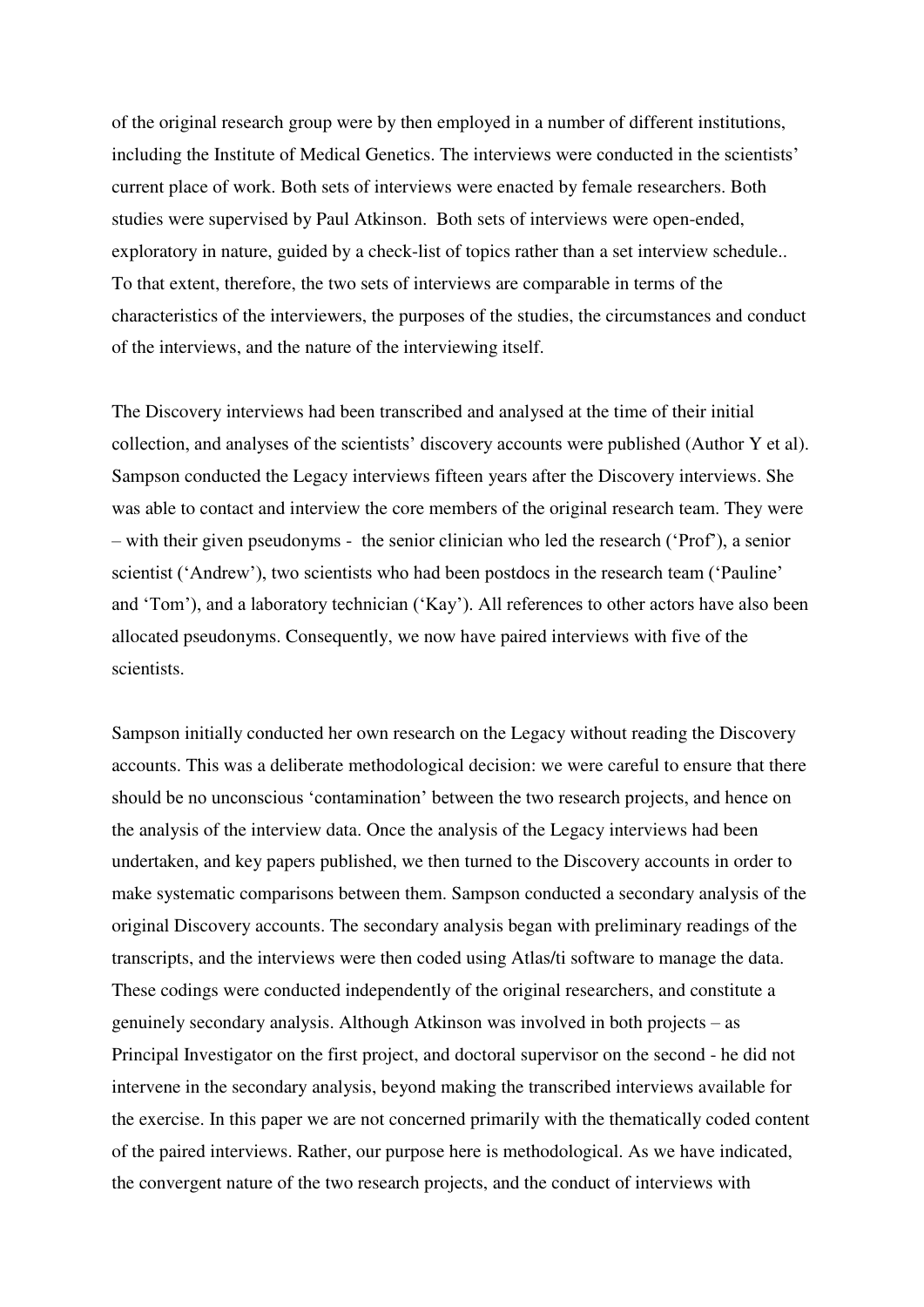of the original research group were by then employed in a number of different institutions, including the Institute of Medical Genetics. The interviews were conducted in the scientists' current place of work. Both sets of interviews were enacted by female researchers. Both studies were supervised by Paul Atkinson. Both sets of interviews were open-ended, exploratory in nature, guided by a check-list of topics rather than a set interview schedule.. To that extent, therefore, the two sets of interviews are comparable in terms of the characteristics of the interviewers, the purposes of the studies, the circumstances and conduct of the interviews, and the nature of the interviewing itself.

The Discovery interviews had been transcribed and analysed at the time of their initial collection, and analyses of the scientists' discovery accounts were published (Author Y et al). Sampson conducted the Legacy interviews fifteen years after the Discovery interviews. She was able to contact and interview the core members of the original research team. They were – with their given pseudonyms - the senior clinician who led the research ('Prof'), a senior scientist ('Andrew'), two scientists who had been postdocs in the research team ('Pauline' and 'Tom'), and a laboratory technician ('Kay'). All references to other actors have also been allocated pseudonyms. Consequently, we now have paired interviews with five of the scientists.

Sampson initially conducted her own research on the Legacy without reading the Discovery accounts. This was a deliberate methodological decision: we were careful to ensure that there should be no unconscious 'contamination' between the two research projects, and hence on the analysis of the interview data. Once the analysis of the Legacy interviews had been undertaken, and key papers published, we then turned to the Discovery accounts in order to make systematic comparisons between them. Sampson conducted a secondary analysis of the original Discovery accounts. The secondary analysis began with preliminary readings of the transcripts, and the interviews were then coded using Atlas/ti software to manage the data. These codings were conducted independently of the original researchers, and constitute a genuinely secondary analysis. Although Atkinson was involved in both projects – as Principal Investigator on the first project, and doctoral supervisor on the second - he did not intervene in the secondary analysis, beyond making the transcribed interviews available for the exercise. In this paper we are not concerned primarily with the thematically coded content of the paired interviews. Rather, our purpose here is methodological. As we have indicated, the convergent nature of the two research projects, and the conduct of interviews with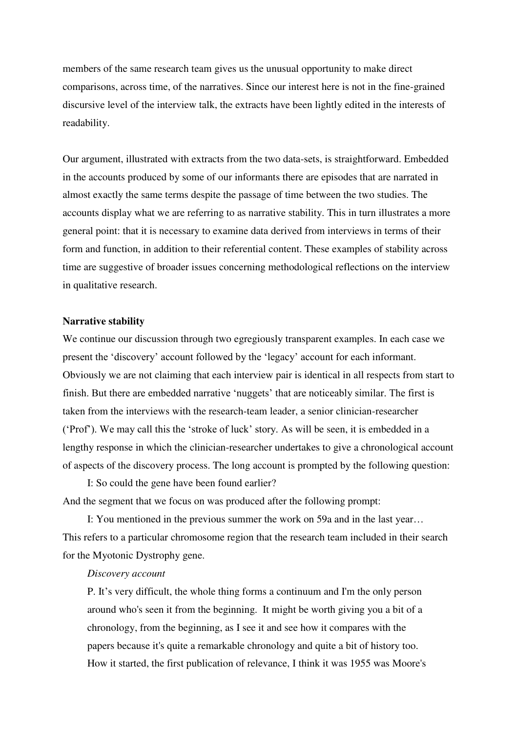members of the same research team gives us the unusual opportunity to make direct comparisons, across time, of the narratives. Since our interest here is not in the fine-grained discursive level of the interview talk, the extracts have been lightly edited in the interests of readability.

Our argument, illustrated with extracts from the two data-sets, is straightforward. Embedded in the accounts produced by some of our informants there are episodes that are narrated in almost exactly the same terms despite the passage of time between the two studies. The accounts display what we are referring to as narrative stability. This in turn illustrates a more general point: that it is necessary to examine data derived from interviews in terms of their form and function, in addition to their referential content. These examples of stability across time are suggestive of broader issues concerning methodological reflections on the interview in qualitative research.

**Narrative stability**

We continue our discussion through two egregiously transparent examples. In each case we present the 'discovery' account followed by the 'legacy' account for each informant. Obviously we are not claiming that each interview pair is identical in all respects from start to finish. But there are embedded narrative 'nuggets' that are noticeably similar. The first is taken from the interviews with the research-team leader, a senior clinician-researcher ('Prof'). We may call this the 'stroke of luck' story. As will be seen, it is embedded in a lengthy response in which the clinician-researcher undertakes to give a chronological account of aspects of the discovery process. The long account is prompted by the following question:

> I: So could the gene have been found earlier?

And the segment that we focus on was produced after the following prompt:

> I: You mentioned in the previous summer the work on 59a and in the last year…

This refers to a particular chromosome region that the research team included in their search for the Myotonic Dystrophy gene.

> *Discovery account*
>
> P. It's very difficult, the whole thing forms a continuum and I'm the only person around who's seen it from the beginning. It might be worth giving you a bit of a chronology, from the beginning, as I see it and see how it compares with the papers because it's quite a remarkable chronology and quite a bit of history too. How it started, the first publication of relevance, I think it was 1955 was Moore's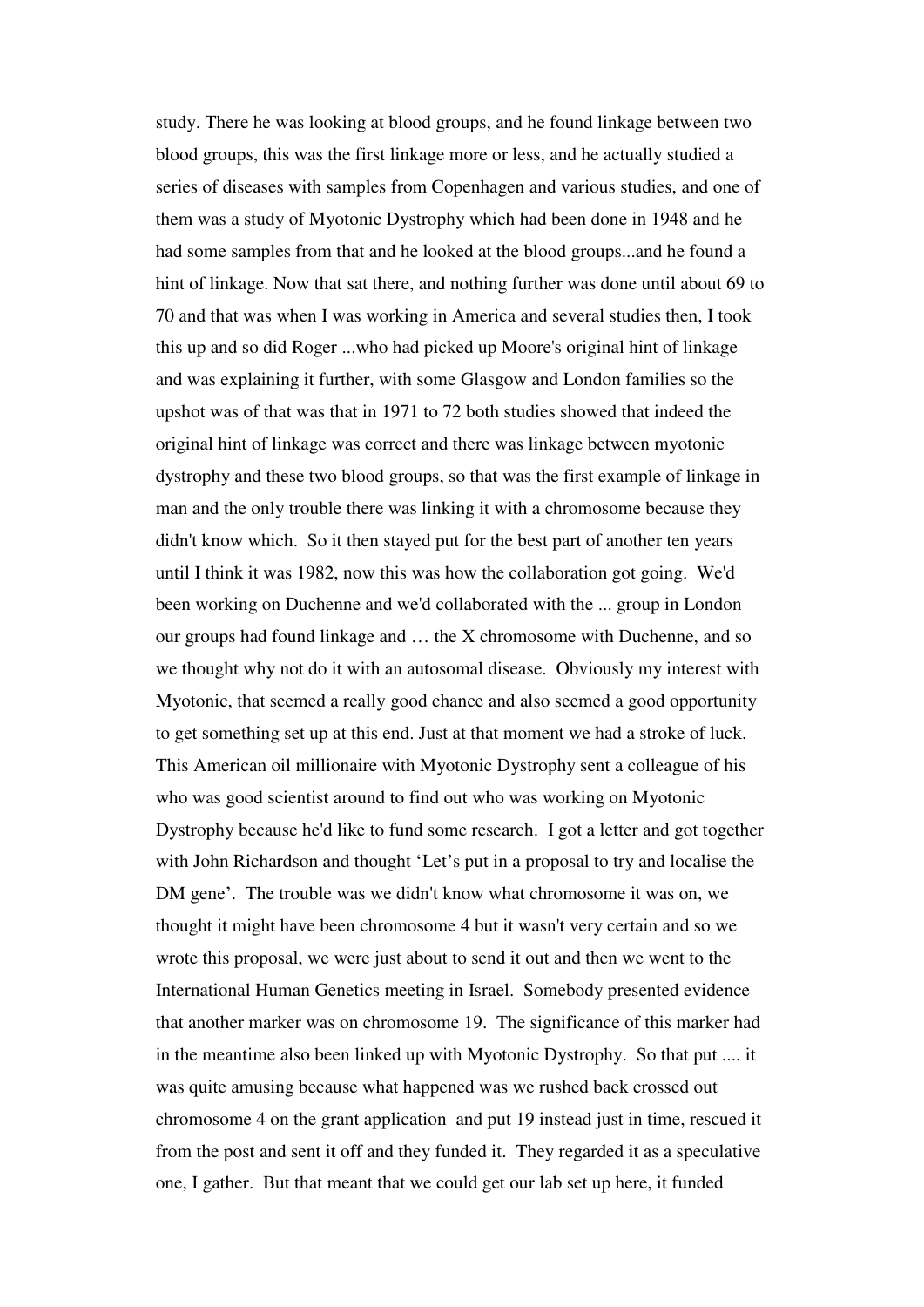study. There he was looking at blood groups, and he found linkage between two blood groups, this was the first linkage more or less, and he actually studied a series of diseases with samples from Copenhagen and various studies, and one of them was a study of Myotonic Dystrophy which had been done in 1948 and he had some samples from that and he looked at the blood groups...and he found a hint of linkage. Now that sat there, and nothing further was done until about 69 to 70 and that was when I was working in America and several studies then, I took this up and so did Roger ...who had picked up Moore's original hint of linkage and was explaining it further, with some Glasgow and London families so the upshot was of that was that in 1971 to 72 both studies showed that indeed the original hint of linkage was correct and there was linkage between myotonic dystrophy and these two blood groups, so that was the first example of linkage in man and the only trouble there was linking it with a chromosome because they didn't know which. So it then stayed put for the best part of another ten years until I think it was 1982, now this was how the collaboration got going. We'd been working on Duchenne and we'd collaborated with the ... group in London our groups had found linkage and … the X chromosome with Duchenne, and so we thought why not do it with an autosomal disease. Obviously my interest with Myotonic, that seemed a really good chance and also seemed a good opportunity to get something set up at this end. Just at that moment we had a stroke of luck. This American oil millionaire with Myotonic Dystrophy sent a colleague of his who was good scientist around to find out who was working on Myotonic Dystrophy because he'd like to fund some research. I got a letter and got together with John Richardson and thought 'Let's put in a proposal to try and localise the DM gene'. The trouble was we didn't know what chromosome it was on, we thought it might have been chromosome 4 but it wasn't very certain and so we wrote this proposal, we were just about to send it out and then we went to the International Human Genetics meeting in Israel. Somebody presented evidence that another marker was on chromosome 19. The significance of this marker had in the meantime also been linked up with Myotonic Dystrophy. So that put .... it was quite amusing because what happened was we rushed back crossed out chromosome 4 on the grant application and put 19 instead just in time, rescued it from the post and sent it off and they funded it. They regarded it as a speculative one, I gather. But that meant that we could get our lab set up here, it funded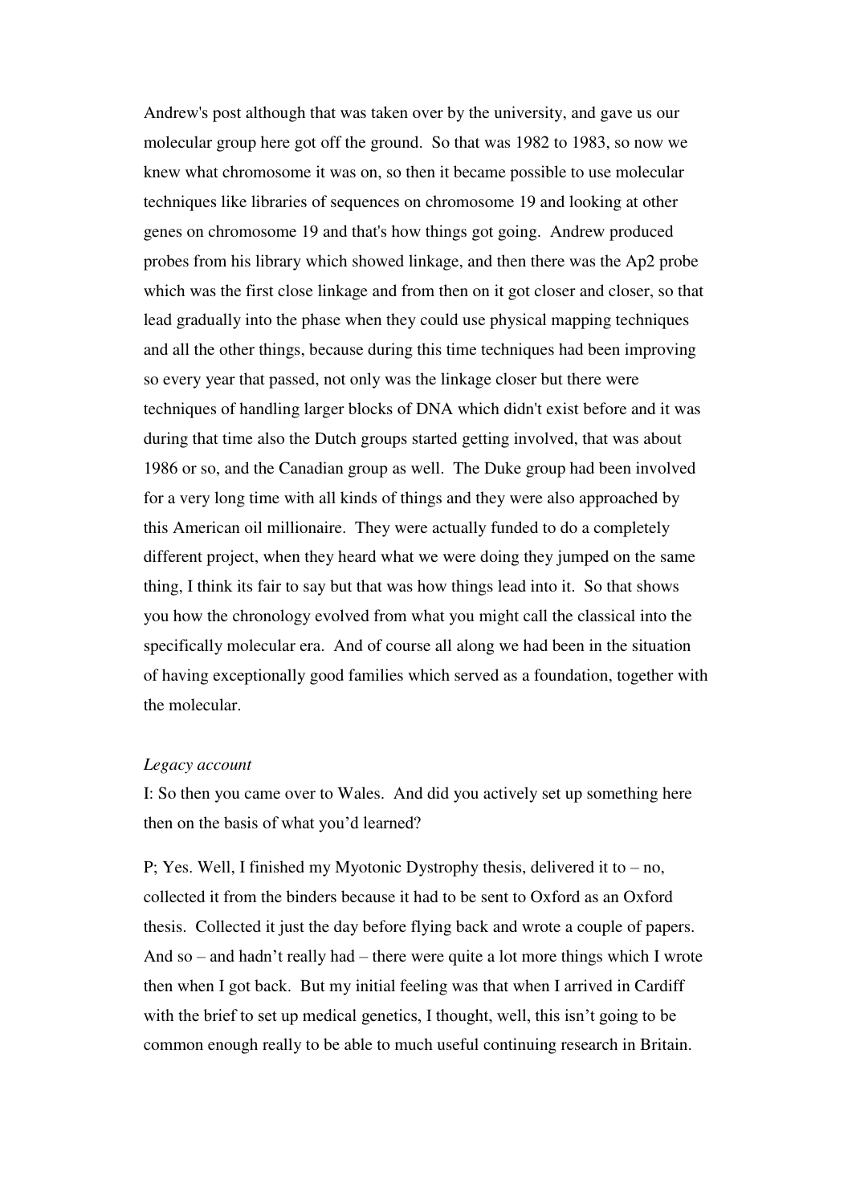Andrew's post although that was taken over by the university, and gave us our molecular group here got off the ground. So that was 1982 to 1983, so now we knew what chromosome it was on, so then it became possible to use molecular techniques like libraries of sequences on chromosome 19 and looking at other genes on chromosome 19 and that's how things got going. Andrew produced probes from his library which showed linkage, and then there was the Ap2 probe which was the first close linkage and from then on it got closer and closer, so that lead gradually into the phase when they could use physical mapping techniques and all the other things, because during this time techniques had been improving so every year that passed, not only was the linkage closer but there were techniques of handling larger blocks of DNA which didn't exist before and it was during that time also the Dutch groups started getting involved, that was about 1986 or so, and the Canadian group as well. The Duke group had been involved for a very long time with all kinds of things and they were also approached by this American oil millionaire. They were actually funded to do a completely different project, when they heard what we were doing they jumped on the same thing, I think its fair to say but that was how things lead into it. So that shows you how the chronology evolved from what you might call the classical into the specifically molecular era. And of course all along we had been in the situation of having exceptionally good families which served as a foundation, together with the molecular.

*Legacy account*

I: So then you came over to Wales. And did you actively set up something here then on the basis of what you'd learned?

P; Yes. Well, I finished my Myotonic Dystrophy thesis, delivered it to – no, collected it from the binders because it had to be sent to Oxford as an Oxford thesis. Collected it just the day before flying back and wrote a couple of papers. And so – and hadn't really had – there were quite a lot more things which I wrote then when I got back. But my initial feeling was that when I arrived in Cardiff with the brief to set up medical genetics, I thought, well, this isn't going to be common enough really to be able to much useful continuing research in Britain.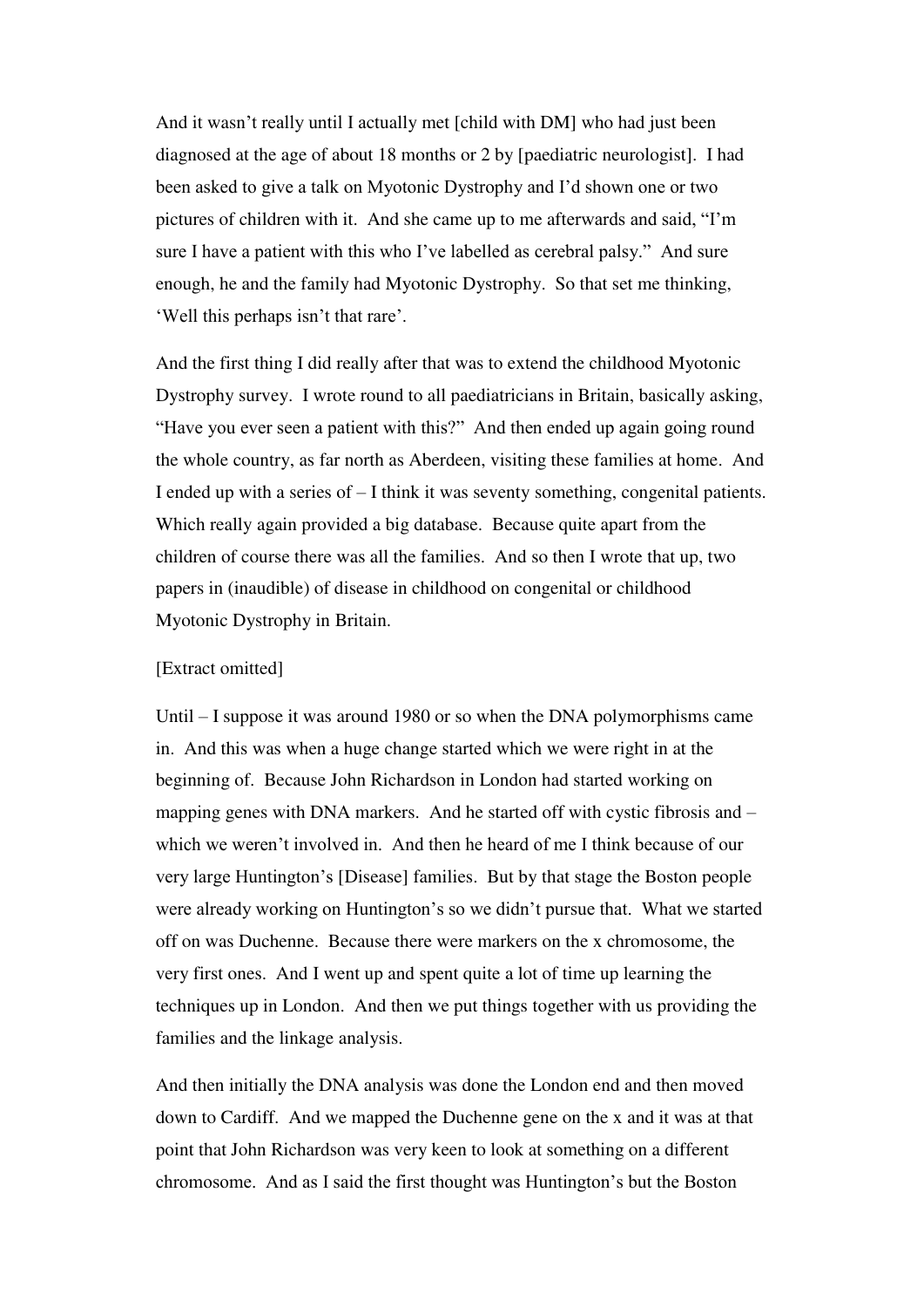And it wasn't really until I actually met [child with DM] who had just been diagnosed at the age of about 18 months or 2 by [paediatric neurologist]. I had been asked to give a talk on Myotonic Dystrophy and I'd shown one or two pictures of children with it. And she came up to me afterwards and said, "I'm sure I have a patient with this who I've labelled as cerebral palsy." And sure enough, he and the family had Myotonic Dystrophy. So that set me thinking, 'Well this perhaps isn't that rare'.

And the first thing I did really after that was to extend the childhood Myotonic Dystrophy survey. I wrote round to all paediatricians in Britain, basically asking, "Have you ever seen a patient with this?" And then ended up again going round the whole country, as far north as Aberdeen, visiting these families at home. And I ended up with a series of – I think it was seventy something, congenital patients. Which really again provided a big database. Because quite apart from the children of course there was all the families. And so then I wrote that up, two papers in (inaudible) of disease in childhood on congenital or childhood Myotonic Dystrophy in Britain.

[Extract omitted]

Until – I suppose it was around 1980 or so when the DNA polymorphisms came in. And this was when a huge change started which we were right in at the beginning of. Because John Richardson in London had started working on mapping genes with DNA markers. And he started off with cystic fibrosis and – which we weren't involved in. And then he heard of me I think because of our very large Huntington's [Disease] families. But by that stage the Boston people were already working on Huntington's so we didn't pursue that. What we started off on was Duchenne. Because there were markers on the x chromosome, the very first ones. And I went up and spent quite a lot of time up learning the techniques up in London. And then we put things together with us providing the families and the linkage analysis.

And then initially the DNA analysis was done the London end and then moved down to Cardiff. And we mapped the Duchenne gene on the x and it was at that point that John Richardson was very keen to look at something on a different chromosome. And as I said the first thought was Huntington's but the Boston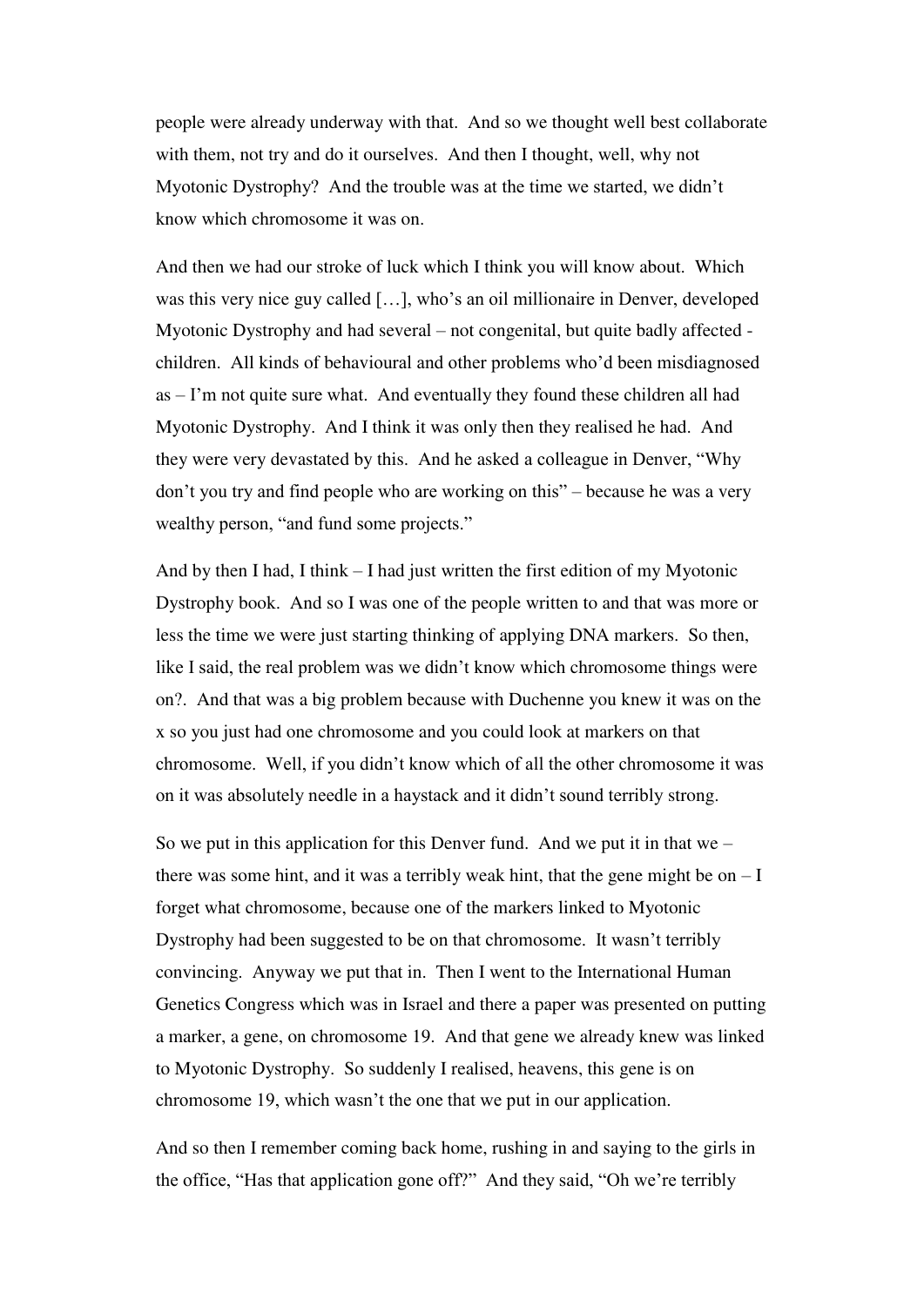people were already underway with that. And so we thought well best collaborate with them, not try and do it ourselves. And then I thought, well, why not Myotonic Dystrophy? And the trouble was at the time we started, we didn't know which chromosome it was on.

And then we had our stroke of luck which I think you will know about. Which was this very nice guy called […], who's an oil millionaire in Denver, developed Myotonic Dystrophy and had several – not congenital, but quite badly affected - children. All kinds of behavioural and other problems who'd been misdiagnosed as – I'm not quite sure what. And eventually they found these children all had Myotonic Dystrophy. And I think it was only then they realised he had. And they were very devastated by this. And he asked a colleague in Denver, "Why don't you try and find people who are working on this" – because he was a very wealthy person, "and fund some projects."

And by then I had, I think – I had just written the first edition of my Myotonic Dystrophy book. And so I was one of the people written to and that was more or less the time we were just starting thinking of applying DNA markers. So then, like I said, the real problem was we didn't know which chromosome things were on?. And that was a big problem because with Duchenne you knew it was on the x so you just had one chromosome and you could look at markers on that chromosome. Well, if you didn't know which of all the other chromosome it was on it was absolutely needle in a haystack and it didn't sound terribly strong.

So we put in this application for this Denver fund. And we put it in that we – there was some hint, and it was a terribly weak hint, that the gene might be on – I forget what chromosome, because one of the markers linked to Myotonic Dystrophy had been suggested to be on that chromosome. It wasn't terribly convincing. Anyway we put that in. Then I went to the International Human Genetics Congress which was in Israel and there a paper was presented on putting a marker, a gene, on chromosome 19. And that gene we already knew was linked to Myotonic Dystrophy. So suddenly I realised, heavens, this gene is on chromosome 19, which wasn't the one that we put in our application.

And so then I remember coming back home, rushing in and saying to the girls in the office, "Has that application gone off?" And they said, "Oh we're terribly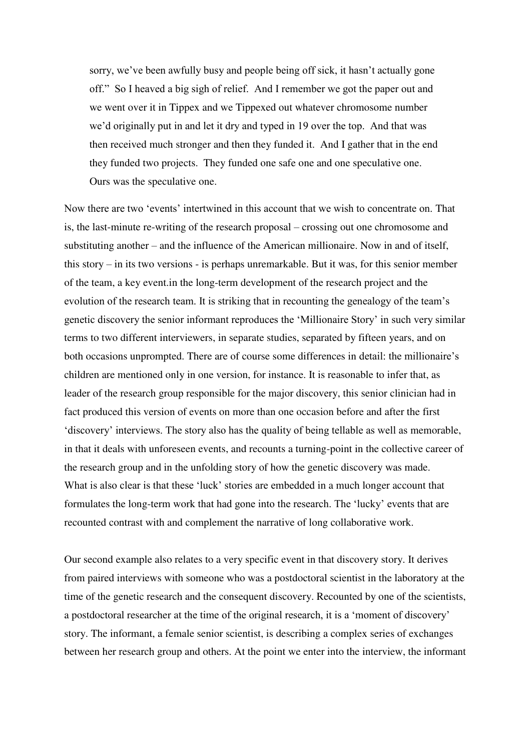> sorry, we've been awfully busy and people being off sick, it hasn't actually gone off." So I heaved a big sigh of relief. And I remember we got the paper out and we went over it in Tippex and we Tippexed out whatever chromosome number we'd originally put in and let it dry and typed in 19 over the top. And that was then received much stronger and then they funded it. And I gather that in the end they funded two projects. They funded one safe one and one speculative one. Ours was the speculative one.

Now there are two 'events' intertwined in this account that we wish to concentrate on. That is, the last-minute re-writing of the research proposal – crossing out one chromosome and substituting another – and the influence of the American millionaire. Now in and of itself, this story – in its two versions - is perhaps unremarkable. But it was, for this senior member of the team, a key event.in the long-term development of the research project and the evolution of the research team. It is striking that in recounting the genealogy of the team's genetic discovery the senior informant reproduces the 'Millionaire Story' in such very similar terms to two different interviewers, in separate studies, separated by fifteen years, and on both occasions unprompted. There are of course some differences in detail: the millionaire's children are mentioned only in one version, for instance. It is reasonable to infer that, as leader of the research group responsible for the major discovery, this senior clinician had in fact produced this version of events on more than one occasion before and after the first 'discovery' interviews. The story also has the quality of being tellable as well as memorable, in that it deals with unforeseen events, and recounts a turning-point in the collective career of the research group and in the unfolding story of how the genetic discovery was made. What is also clear is that these 'luck' stories are embedded in a much longer account that formulates the long-term work that had gone into the research. The 'lucky' events that are recounted contrast with and complement the narrative of long collaborative work.

Our second example also relates to a very specific event in that discovery story. It derives from paired interviews with someone who was a postdoctoral scientist in the laboratory at the time of the genetic research and the consequent discovery. Recounted by one of the scientists, a postdoctoral researcher at the time of the original research, it is a 'moment of discovery' story. The informant, a female senior scientist, is describing a complex series of exchanges between her research group and others. At the point we enter into the interview, the informant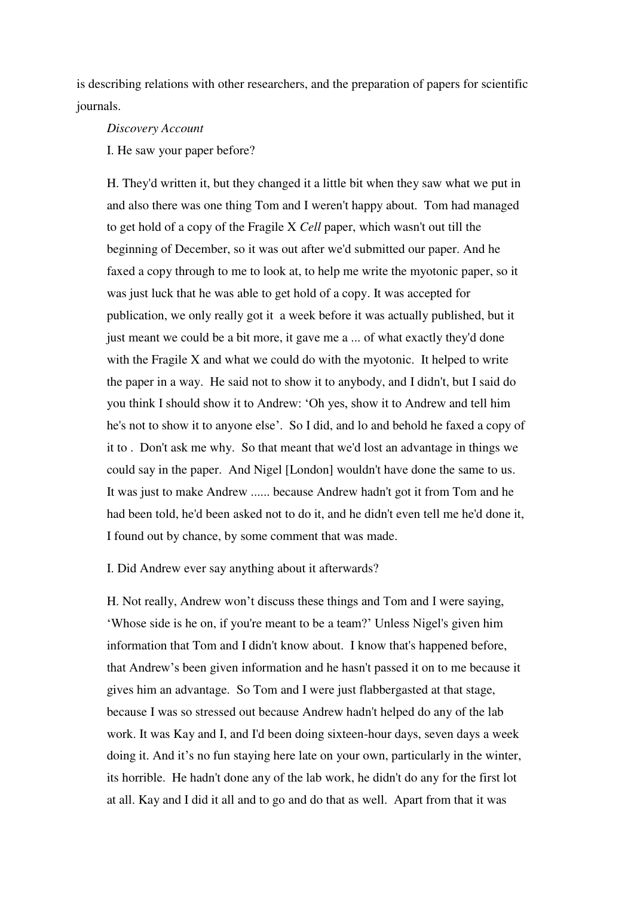is describing relations with other researchers, and the preparation of papers for scientific journals.

*Discovery Account*

I. He saw your paper before?

H. They'd written it, but they changed it a little bit when they saw what we put in and also there was one thing Tom and I weren't happy about. Tom had managed to get hold of a copy of the Fragile X *Cell* paper, which wasn't out till the beginning of December, so it was out after we'd submitted our paper. And he faxed a copy through to me to look at, to help me write the myotonic paper, so it was just luck that he was able to get hold of a copy. It was accepted for publication, we only really got it a week before it was actually published, but it just meant we could be a bit more, it gave me a ... of what exactly they'd done with the Fragile X and what we could do with the myotonic. It helped to write the paper in a way. He said not to show it to anybody, and I didn't, but I said do you think I should show it to Andrew: 'Oh yes, show it to Andrew and tell him he's not to show it to anyone else'. So I did, and lo and behold he faxed a copy of it to . Don't ask me why. So that meant that we'd lost an advantage in things we could say in the paper. And Nigel [London] wouldn't have done the same to us. It was just to make Andrew ...... because Andrew hadn't got it from Tom and he had been told, he'd been asked not to do it, and he didn't even tell me he'd done it, I found out by chance, by some comment that was made.

I. Did Andrew ever say anything about it afterwards?

H. Not really, Andrew won't discuss these things and Tom and I were saying, 'Whose side is he on, if you're meant to be a team?' Unless Nigel's given him information that Tom and I didn't know about. I know that's happened before, that Andrew's been given information and he hasn't passed it on to me because it gives him an advantage. So Tom and I were just flabbergasted at that stage, because I was so stressed out because Andrew hadn't helped do any of the lab work. It was Kay and I, and I'd been doing sixteen-hour days, seven days a week doing it. And it's no fun staying here late on your own, particularly in the winter, its horrible. He hadn't done any of the lab work, he didn't do any for the first lot at all. Kay and I did it all and to go and do that as well. Apart from that it was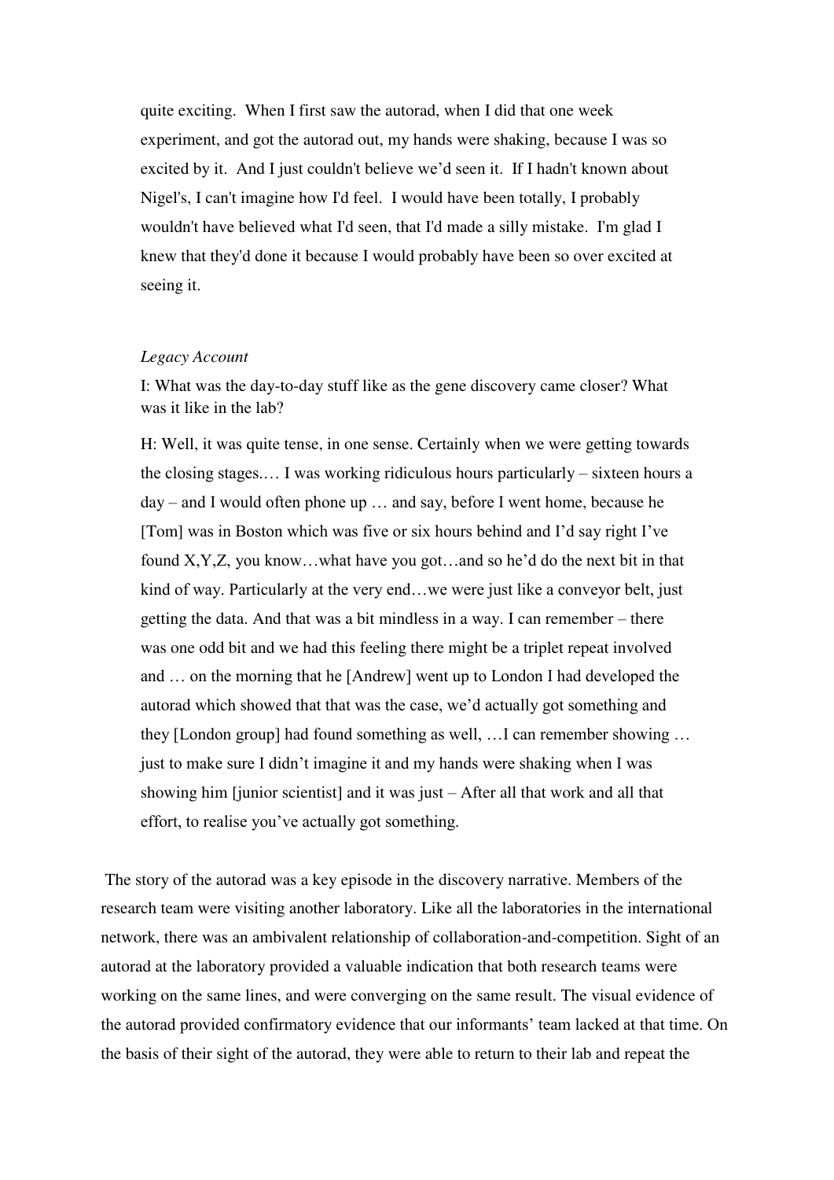quite exciting. When I first saw the autorad, when I did that one week experiment, and got the autorad out, my hands were shaking, because I was so excited by it. And I just couldn't believe we'd seen it. If I hadn't known about Nigel's, I can't imagine how I'd feel. I would have been totally, I probably wouldn't have believed what I'd seen, that I'd made a silly mistake. I'm glad I knew that they'd done it because I would probably have been so over excited at seeing it.

*Legacy Account*

I: What was the day-to-day stuff like as the gene discovery came closer? What was it like in the lab?

H: Well, it was quite tense, in one sense. Certainly when we were getting towards the closing stages.… I was working ridiculous hours particularly – sixteen hours a day – and I would often phone up … and say, before I went home, because he [Tom] was in Boston which was five or six hours behind and I'd say right I've found X,Y,Z, you know…what have you got…and so he'd do the next bit in that kind of way. Particularly at the very end…we were just like a conveyor belt, just getting the data. And that was a bit mindless in a way. I can remember – there was one odd bit and we had this feeling there might be a triplet repeat involved and … on the morning that he [Andrew] went up to London I had developed the autorad which showed that that was the case, we'd actually got something and they [London group] had found something as well, …I can remember showing … just to make sure I didn't imagine it and my hands were shaking when I was showing him [junior scientist] and it was just – After all that work and all that effort, to realise you've actually got something.

The story of the autorad was a key episode in the discovery narrative. Members of the research team were visiting another laboratory. Like all the laboratories in the international network, there was an ambivalent relationship of collaboration-and-competition. Sight of an autorad at the laboratory provided a valuable indication that both research teams were working on the same lines, and were converging on the same result. The visual evidence of the autorad provided confirmatory evidence that our informants' team lacked at that time. On the basis of their sight of the autorad, they were able to return to their lab and repeat the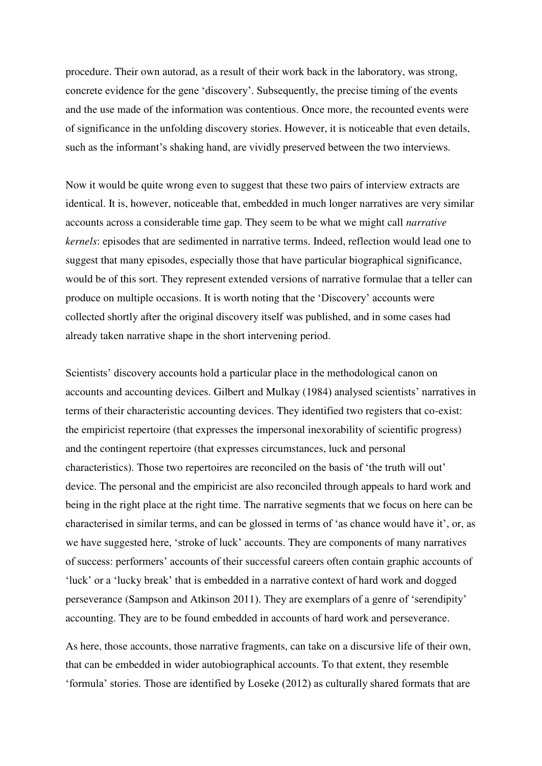procedure. Their own autorad, as a result of their work back in the laboratory, was strong, concrete evidence for the gene 'discovery'. Subsequently, the precise timing of the events and the use made of the information was contentious. Once more, the recounted events were of significance in the unfolding discovery stories. However, it is noticeable that even details, such as the informant's shaking hand, are vividly preserved between the two interviews.

Now it would be quite wrong even to suggest that these two pairs of interview extracts are identical. It is, however, noticeable that, embedded in much longer narratives are very similar accounts across a considerable time gap. They seem to be what we might call *narrative kernels*: episodes that are sedimented in narrative terms. Indeed, reflection would lead one to suggest that many episodes, especially those that have particular biographical significance, would be of this sort. They represent extended versions of narrative formulae that a teller can produce on multiple occasions. It is worth noting that the 'Discovery' accounts were collected shortly after the original discovery itself was published, and in some cases had already taken narrative shape in the short intervening period.

Scientists' discovery accounts hold a particular place in the methodological canon on accounts and accounting devices. Gilbert and Mulkay (1984) analysed scientists' narratives in terms of their characteristic accounting devices. They identified two registers that co-exist: the empiricist repertoire (that expresses the impersonal inexorability of scientific progress) and the contingent repertoire (that expresses circumstances, luck and personal characteristics). Those two repertoires are reconciled on the basis of 'the truth will out' device. The personal and the empiricist are also reconciled through appeals to hard work and being in the right place at the right time. The narrative segments that we focus on here can be characterised in similar terms, and can be glossed in terms of 'as chance would have it', or, as we have suggested here, 'stroke of luck' accounts. They are components of many narratives of success: performers' accounts of their successful careers often contain graphic accounts of 'luck' or a 'lucky break' that is embedded in a narrative context of hard work and dogged perseverance (Sampson and Atkinson 2011). They are exemplars of a genre of 'serendipity' accounting. They are to be found embedded in accounts of hard work and perseverance.

As here, those accounts, those narrative fragments, can take on a discursive life of their own, that can be embedded in wider autobiographical accounts. To that extent, they resemble 'formula' stories. Those are identified by Loseke (2012) as culturally shared formats that are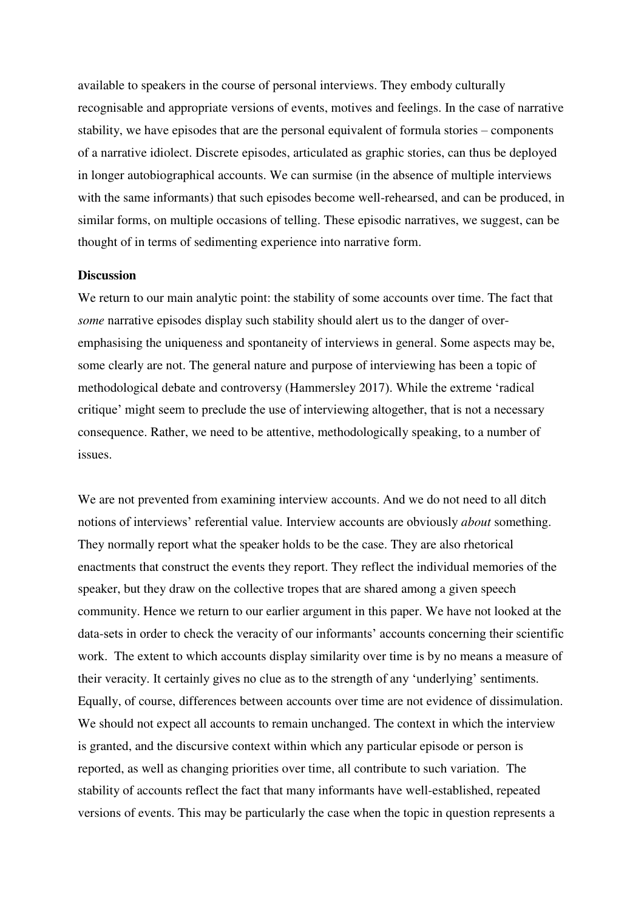available to speakers in the course of personal interviews. They embody culturally recognisable and appropriate versions of events, motives and feelings. In the case of narrative stability, we have episodes that are the personal equivalent of formula stories – components of a narrative idiolect. Discrete episodes, articulated as graphic stories, can thus be deployed in longer autobiographical accounts. We can surmise (in the absence of multiple interviews with the same informants) that such episodes become well-rehearsed, and can be produced, in similar forms, on multiple occasions of telling. These episodic narratives, we suggest, can be thought of in terms of sedimenting experience into narrative form.

**Discussion**

We return to our main analytic point: the stability of some accounts over time. The fact that *some* narrative episodes display such stability should alert us to the danger of over-emphasising the uniqueness and spontaneity of interviews in general. Some aspects may be, some clearly are not. The general nature and purpose of interviewing has been a topic of methodological debate and controversy (Hammersley 2017). While the extreme 'radical critique' might seem to preclude the use of interviewing altogether, that is not a necessary consequence. Rather, we need to be attentive, methodologically speaking, to a number of issues.

We are not prevented from examining interview accounts. And we do not need to all ditch notions of interviews' referential value. Interview accounts are obviously *about* something. They normally report what the speaker holds to be the case. They are also rhetorical enactments that construct the events they report. They reflect the individual memories of the speaker, but they draw on the collective tropes that are shared among a given speech community. Hence we return to our earlier argument in this paper. We have not looked at the data-sets in order to check the veracity of our informants' accounts concerning their scientific work. The extent to which accounts display similarity over time is by no means a measure of their veracity. It certainly gives no clue as to the strength of any 'underlying' sentiments. Equally, of course, differences between accounts over time are not evidence of dissimulation. We should not expect all accounts to remain unchanged. The context in which the interview is granted, and the discursive context within which any particular episode or person is reported, as well as changing priorities over time, all contribute to such variation. The stability of accounts reflect the fact that many informants have well-established, repeated versions of events. This may be particularly the case when the topic in question represents a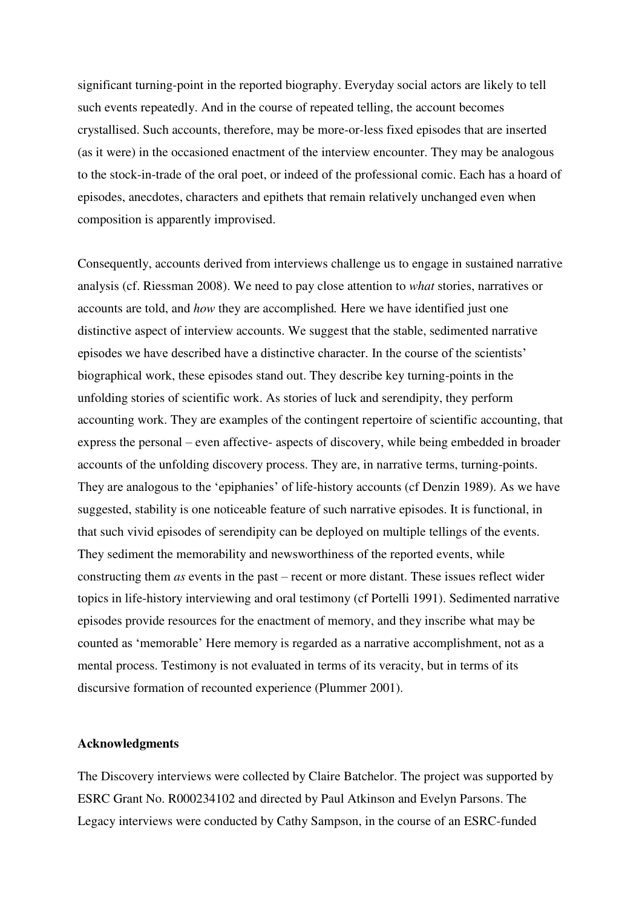significant turning-point in the reported biography. Everyday social actors are likely to tell such events repeatedly. And in the course of repeated telling, the account becomes crystallised. Such accounts, therefore, may be more-or-less fixed episodes that are inserted (as it were) in the occasioned enactment of the interview encounter. They may be analogous to the stock-in-trade of the oral poet, or indeed of the professional comic. Each has a hoard of episodes, anecdotes, characters and epithets that remain relatively unchanged even when composition is apparently improvised.

Consequently, accounts derived from interviews challenge us to engage in sustained narrative analysis (cf. Riessman 2008). We need to pay close attention to *what* stories, narratives or accounts are told, and *how* they are accomplished*.* Here we have identified just one distinctive aspect of interview accounts. We suggest that the stable, sedimented narrative episodes we have described have a distinctive character. In the course of the scientists' biographical work, these episodes stand out. They describe key turning-points in the unfolding stories of scientific work. As stories of luck and serendipity, they perform accounting work. They are examples of the contingent repertoire of scientific accounting, that express the personal – even affective- aspects of discovery, while being embedded in broader accounts of the unfolding discovery process. They are, in narrative terms, turning-points. They are analogous to the 'epiphanies' of life-history accounts (cf Denzin 1989). As we have suggested, stability is one noticeable feature of such narrative episodes. It is functional, in that such vivid episodes of serendipity can be deployed on multiple tellings of the events. They sediment the memorability and newsworthiness of the reported events, while constructing them *as* events in the past – recent or more distant. These issues reflect wider topics in life-history interviewing and oral testimony (cf Portelli 1991). Sedimented narrative episodes provide resources for the enactment of memory, and they inscribe what may be counted as 'memorable' Here memory is regarded as a narrative accomplishment, not as a mental process. Testimony is not evaluated in terms of its veracity, but in terms of its discursive formation of recounted experience (Plummer 2001).

**Acknowledgments**

The Discovery interviews were collected by Claire Batchelor. The project was supported by ESRC Grant No. R000234102 and directed by Paul Atkinson and Evelyn Parsons. The Legacy interviews were conducted by Cathy Sampson, in the course of an ESRC-funded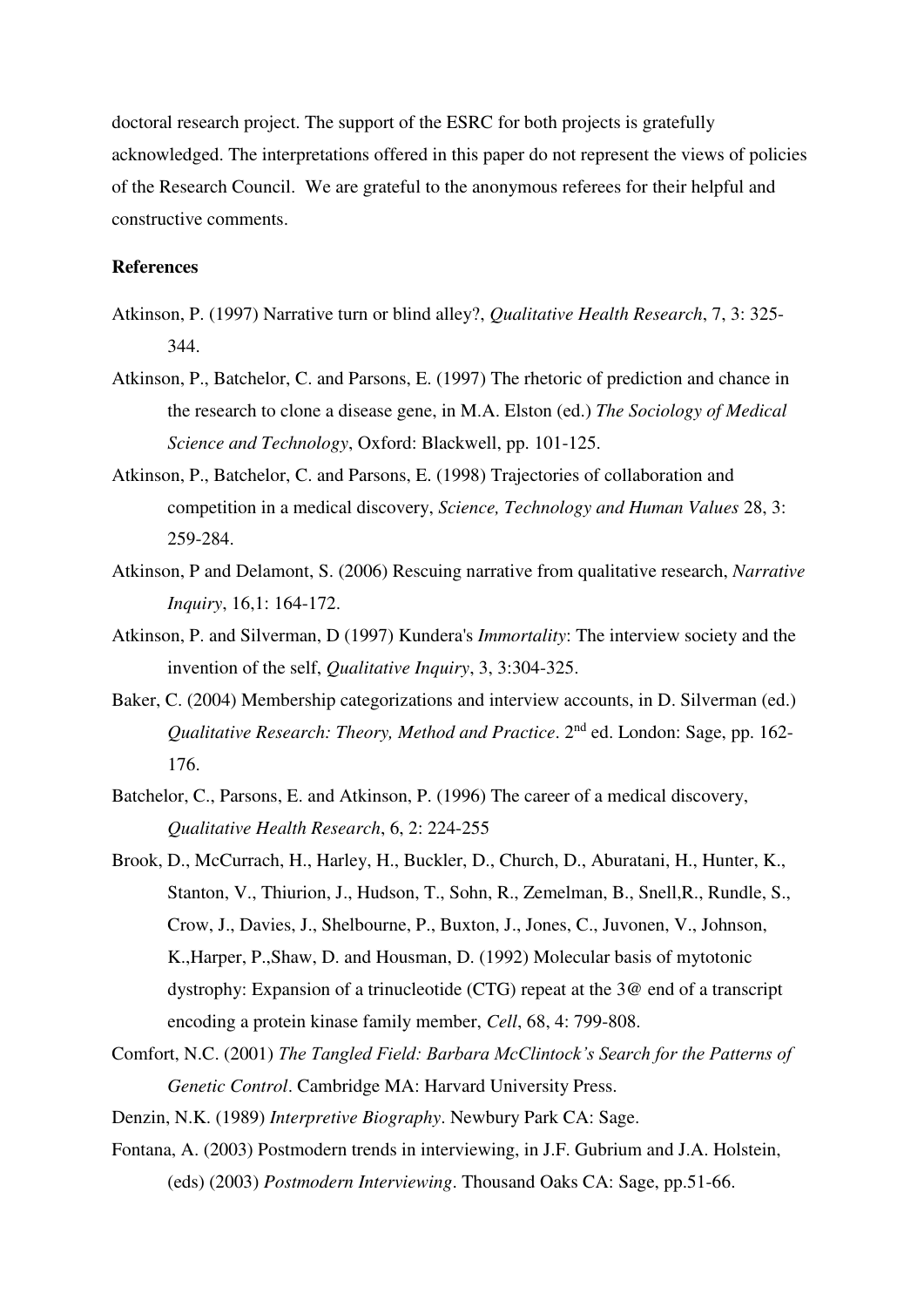doctoral research project. The support of the ESRC for both projects is gratefully acknowledged. The interpretations offered in this paper do not represent the views of policies of the Research Council. We are grateful to the anonymous referees for their helpful and constructive comments.

**References**

Atkinson, P. (1997) Narrative turn or blind alley?, *Qualitative Health Research*, 7, 3: 325-344.

Atkinson, P., Batchelor, C. and Parsons, E. (1997) The rhetoric of prediction and chance in the research to clone a disease gene, in M.A. Elston (ed.) *The Sociology of Medical Science and Technology*, Oxford: Blackwell, pp. 101-125.

Atkinson, P., Batchelor, C. and Parsons, E. (1998) Trajectories of collaboration and competition in a medical discovery, *Science, Technology and Human Values* 28, 3: 259-284.

Atkinson, P and Delamont, S. (2006) Rescuing narrative from qualitative research, *Narrative Inquiry*, 16,1: 164-172.

Atkinson, P. and Silverman, D (1997) Kundera's *Immortality*: The interview society and the invention of the self, *Qualitative Inquiry*, 3, 3:304-325.

Baker, C. (2004) Membership categorizations and interview accounts, in D. Silverman (ed.) *Qualitative Research: Theory, Method and Practice*. 2nd ed. London: Sage, pp. 162-176.

Batchelor, C., Parsons, E. and Atkinson, P. (1996) The career of a medical discovery, *Qualitative Health Research*, 6, 2: 224-255

Brook, D., McCurrach, H., Harley, H., Buckler, D., Church, D., Aburatani, H., Hunter, K., Stanton, V., Thiurion, J., Hudson, T., Sohn, R., Zemelman, B., Snell,R., Rundle, S., Crow, J., Davies, J., Shelbourne, P., Buxton, J., Jones, C., Juvonen, V., Johnson, K.,Harper, P.,Shaw, D. and Housman, D. (1992) Molecular basis of mytotonic dystrophy: Expansion of a trinucleotide (CTG) repeat at the 3@ end of a transcript encoding a protein kinase family member, *Cell*, 68, 4: 799-808.

Comfort, N.C. (2001) *The Tangled Field: Barbara McClintock's Search for the Patterns of Genetic Control*. Cambridge MA: Harvard University Press.

Denzin, N.K. (1989) *Interpretive Biography*. Newbury Park CA: Sage.

Fontana, A. (2003) Postmodern trends in interviewing, in J.F. Gubrium and J.A. Holstein, (eds) (2003) *Postmodern Interviewing*. Thousand Oaks CA: Sage, pp.51-66.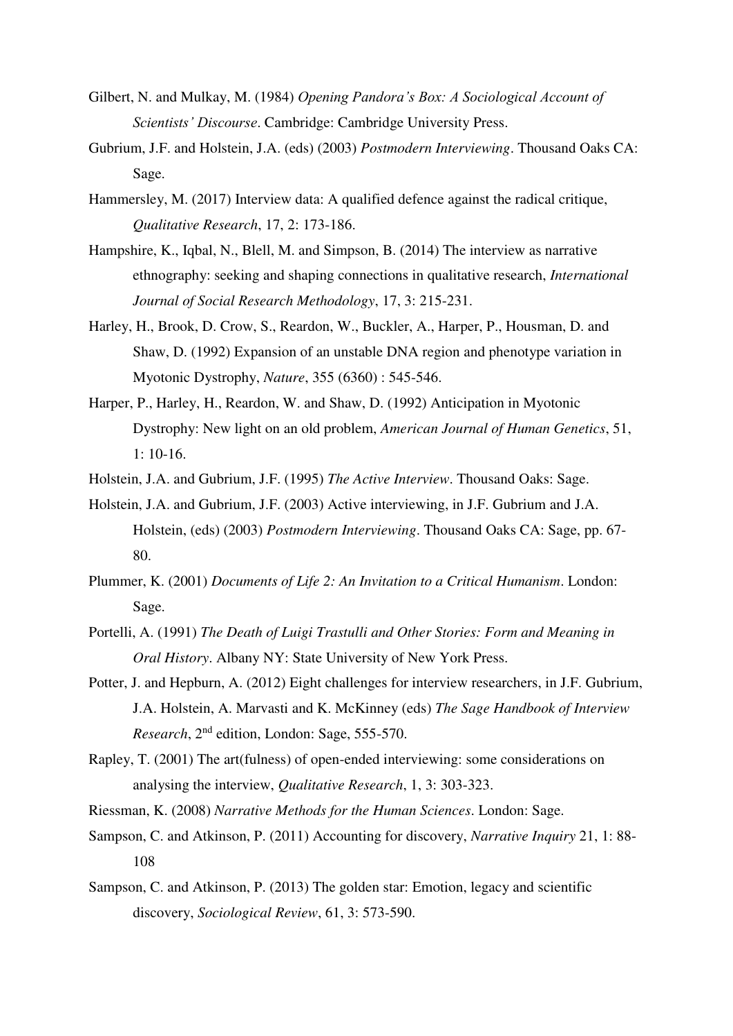Gilbert, N. and Mulkay, M. (1984) *Opening Pandora's Box: A Sociological Account of Scientists' Discourse*. Cambridge: Cambridge University Press.

Gubrium, J.F. and Holstein, J.A. (eds) (2003) *Postmodern Interviewing*. Thousand Oaks CA: Sage.

Hammersley, M. (2017) Interview data: A qualified defence against the radical critique, *Qualitative Research*, 17, 2: 173-186.

Hampshire, K., Iqbal, N., Blell, M. and Simpson, B. (2014) The interview as narrative ethnography: seeking and shaping connections in qualitative research, *International Journal of Social Research Methodology*, 17, 3: 215-231.

Harley, H., Brook, D. Crow, S., Reardon, W., Buckler, A., Harper, P., Housman, D. and Shaw, D. (1992) Expansion of an unstable DNA region and phenotype variation in Myotonic Dystrophy, *Nature*, 355 (6360) : 545-546.

Harper, P., Harley, H., Reardon, W. and Shaw, D. (1992) Anticipation in Myotonic Dystrophy: New light on an old problem, *American Journal of Human Genetics*, 51, 1: 10-16.

Holstein, J.A. and Gubrium, J.F. (1995) *The Active Interview*. Thousand Oaks: Sage.

Holstein, J.A. and Gubrium, J.F. (2003) Active interviewing, in J.F. Gubrium and J.A. Holstein, (eds) (2003) *Postmodern Interviewing*. Thousand Oaks CA: Sage, pp. 67-80.

Plummer, K. (2001) *Documents of Life 2: An Invitation to a Critical Humanism*. London: Sage.

Portelli, A. (1991) *The Death of Luigi Trastulli and Other Stories: Form and Meaning in Oral History*. Albany NY: State University of New York Press.

Potter, J. and Hepburn, A. (2012) Eight challenges for interview researchers, in J.F. Gubrium, J.A. Holstein, A. Marvasti and K. McKinney (eds) *The Sage Handbook of Interview Research*, 2nd edition, London: Sage, 555-570.

Rapley, T. (2001) The art(fulness) of open-ended interviewing: some considerations on analysing the interview, *Qualitative Research*, 1, 3: 303-323.

Riessman, K. (2008) *Narrative Methods for the Human Sciences*. London: Sage.

Sampson, C. and Atkinson, P. (2011) Accounting for discovery, *Narrative Inquiry* 21, 1: 88-108

Sampson, C. and Atkinson, P. (2013) The golden star: Emotion, legacy and scientific discovery, *Sociological Review*, 61, 3: 573-590.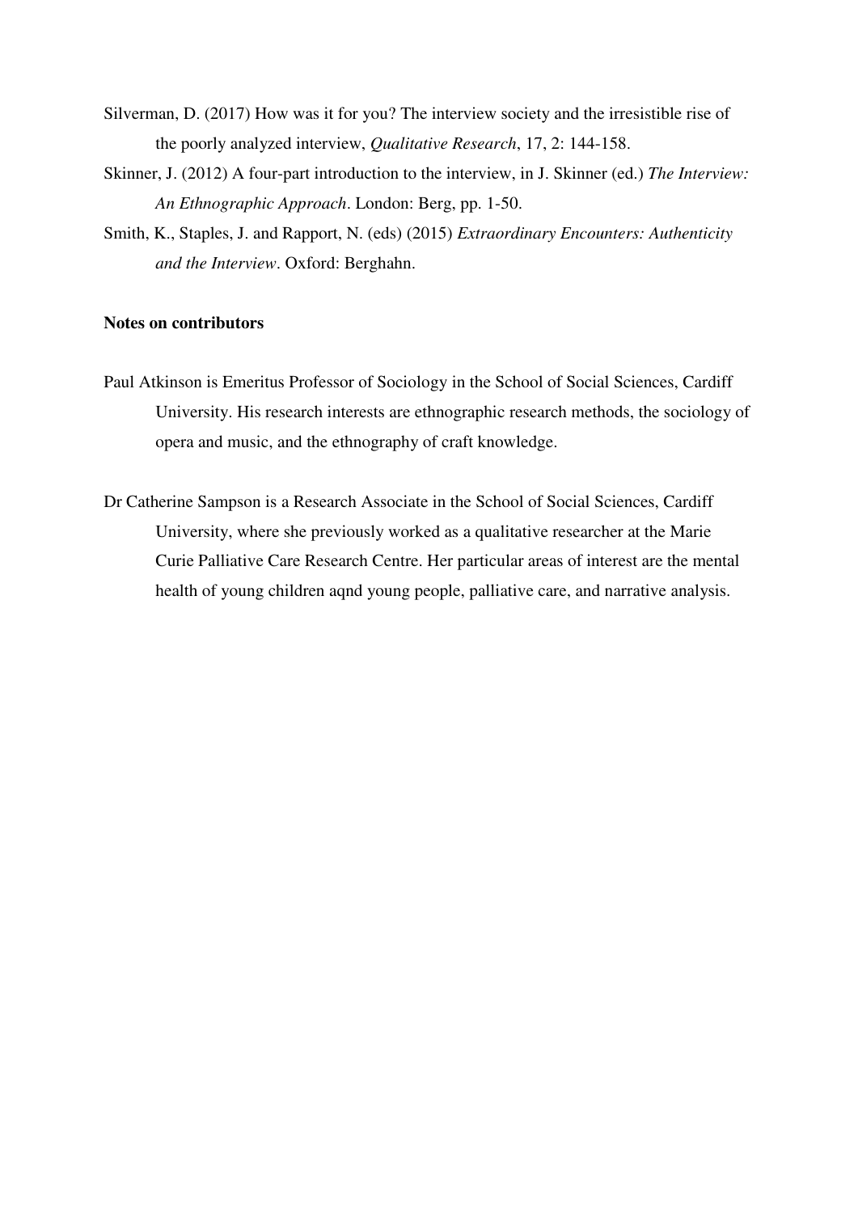Silverman, D. (2017) How was it for you? The interview society and the irresistible rise of the poorly analyzed interview, *Qualitative Research*, 17, 2: 144-158.

Skinner, J. (2012) A four-part introduction to the interview, in J. Skinner (ed.) *The Interview: An Ethnographic Approach*. London: Berg, pp. 1-50.

Smith, K., Staples, J. and Rapport, N. (eds) (2015) *Extraordinary Encounters: Authenticity and the Interview*. Oxford: Berghahn.

**Notes on contributors**

Paul Atkinson is Emeritus Professor of Sociology in the School of Social Sciences, Cardiff University. His research interests are ethnographic research methods, the sociology of opera and music, and the ethnography of craft knowledge.

Dr Catherine Sampson is a Research Associate in the School of Social Sciences, Cardiff University, where she previously worked as a qualitative researcher at the Marie Curie Palliative Care Research Centre. Her particular areas of interest are the mental health of young children aqnd young people, palliative care, and narrative analysis.